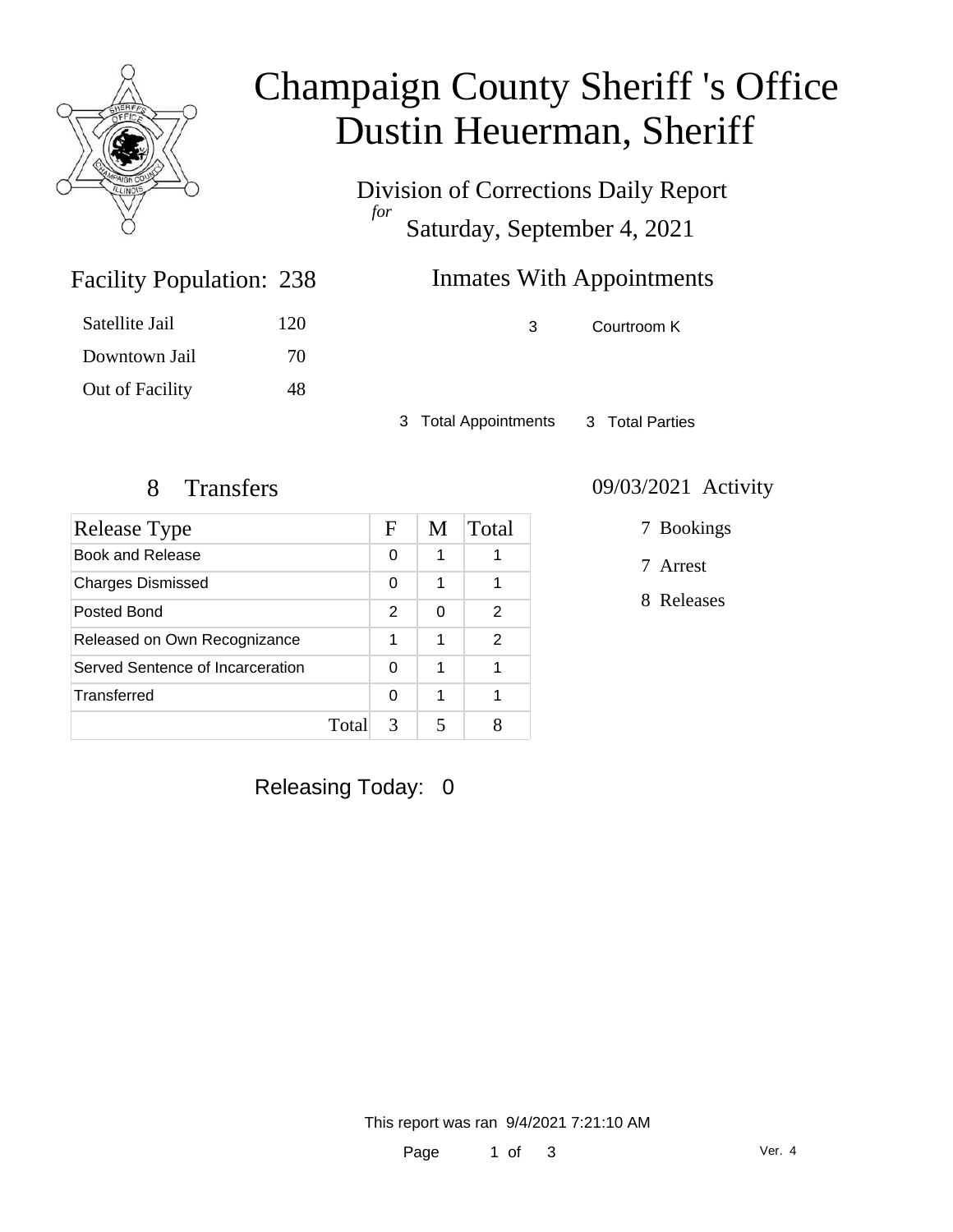# Champaign County Sheriff 's Office
# Dustin Heuerman, Sheriff

## Division of Corrections Daily Report
*for*
## Saturday, September 4, 2021

### Facility Population: 238

| | |
|---|---|
| Satellite Jail | 120 |
| Downtown Jail | 70 |
| Out of Facility | 48 |

### Inmates With Appointments

| | |
|---|---|
| 3 | Courtroom K |

3 Total Appointments  3 Total Parties

### 8 Transfers

| Release Type | F | M | Total |
|---|---|---|---|
| Book and Release | 0 | 1 | 1 |
| Charges Dismissed | 0 | 1 | 1 |
| Posted Bond | 2 | 0 | 2 |
| Released on Own Recognizance | 1 | 1 | 2 |
| Served Sentence of Incarceration | 0 | 1 | 1 |
| Transferred | 0 | 1 | 1 |
| Total | 3 | 5 | 8 |

### 09/03/2021 Activity

7 Bookings

7 Arrest

8 Releases

Releasing Today: 0

This report was ran 9/4/2021 7:21:10 AM

Ver. 4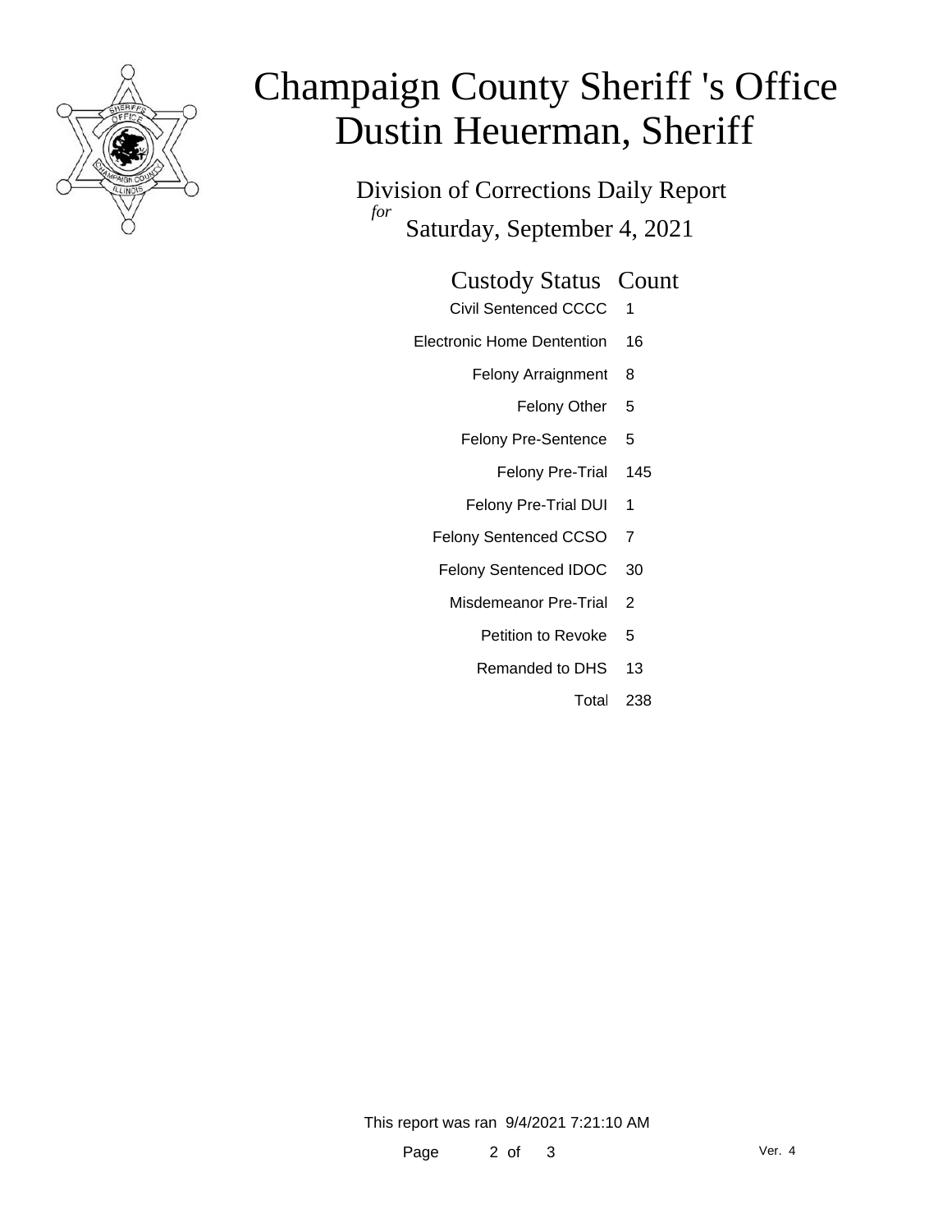# Champaign County Sheriff 's Office
# Dustin Heuerman, Sheriff

Division of Corrections Daily Report
*for*
Saturday, September 4, 2021

| Custody Status | Count |
|---|---|
| Civil Sentenced CCCC | 1 |
| Electronic Home Dentention | 16 |
| Felony Arraignment | 8 |
| Felony Other | 5 |
| Felony Pre-Sentence | 5 |
| Felony Pre-Trial | 145 |
| Felony Pre-Trial DUI | 1 |
| Felony Sentenced CCSO | 7 |
| Felony Sentenced IDOC | 30 |
| Misdemeanor Pre-Trial | 2 |
| Petition to Revoke | 5 |
| Remanded to DHS | 13 |
| Total | 238 |

This report was ran 9/4/2021 7:21:10 AM

Ver. 4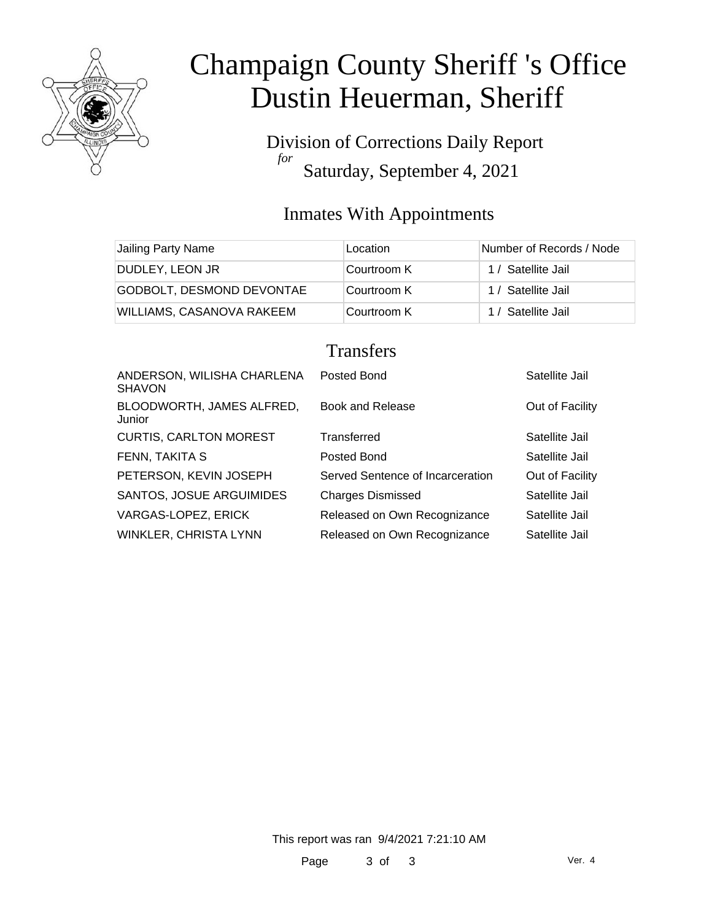# Champaign County Sheriff 's Office
# Dustin Heuerman, Sheriff

Division of Corrections Daily Report

*for*

Saturday, September 4, 2021

## Inmates With Appointments

| Jailing Party Name | Location | Number of Records / Node |
|---|---|---|
| DUDLEY, LEON JR | Courtroom K | 1 / Satellite Jail |
| GODBOLT, DESMOND DEVONTAE | Courtroom K | 1 / Satellite Jail |
| WILLIAMS, CASANOVA RAKEEM | Courtroom K | 1 / Satellite Jail |

## Transfers

| | | |
|---|---|---|
| ANDERSON, WILISHA CHARLENA SHAVON | Posted Bond | Satellite Jail |
| BLOODWORTH, JAMES ALFRED, Junior | Book and Release | Out of Facility |
| CURTIS, CARLTON MOREST | Transferred | Satellite Jail |
| FENN, TAKITA S | Posted Bond | Satellite Jail |
| PETERSON, KEVIN JOSEPH | Served Sentence of Incarceration | Out of Facility |
| SANTOS, JOSUE ARGUIMIDES | Charges Dismissed | Satellite Jail |
| VARGAS-LOPEZ, ERICK | Released on Own Recognizance | Satellite Jail |
| WINKLER, CHRISTA LYNN | Released on Own Recognizance | Satellite Jail |

This report was ran 9/4/2021 7:21:10 AM

Ver. 4